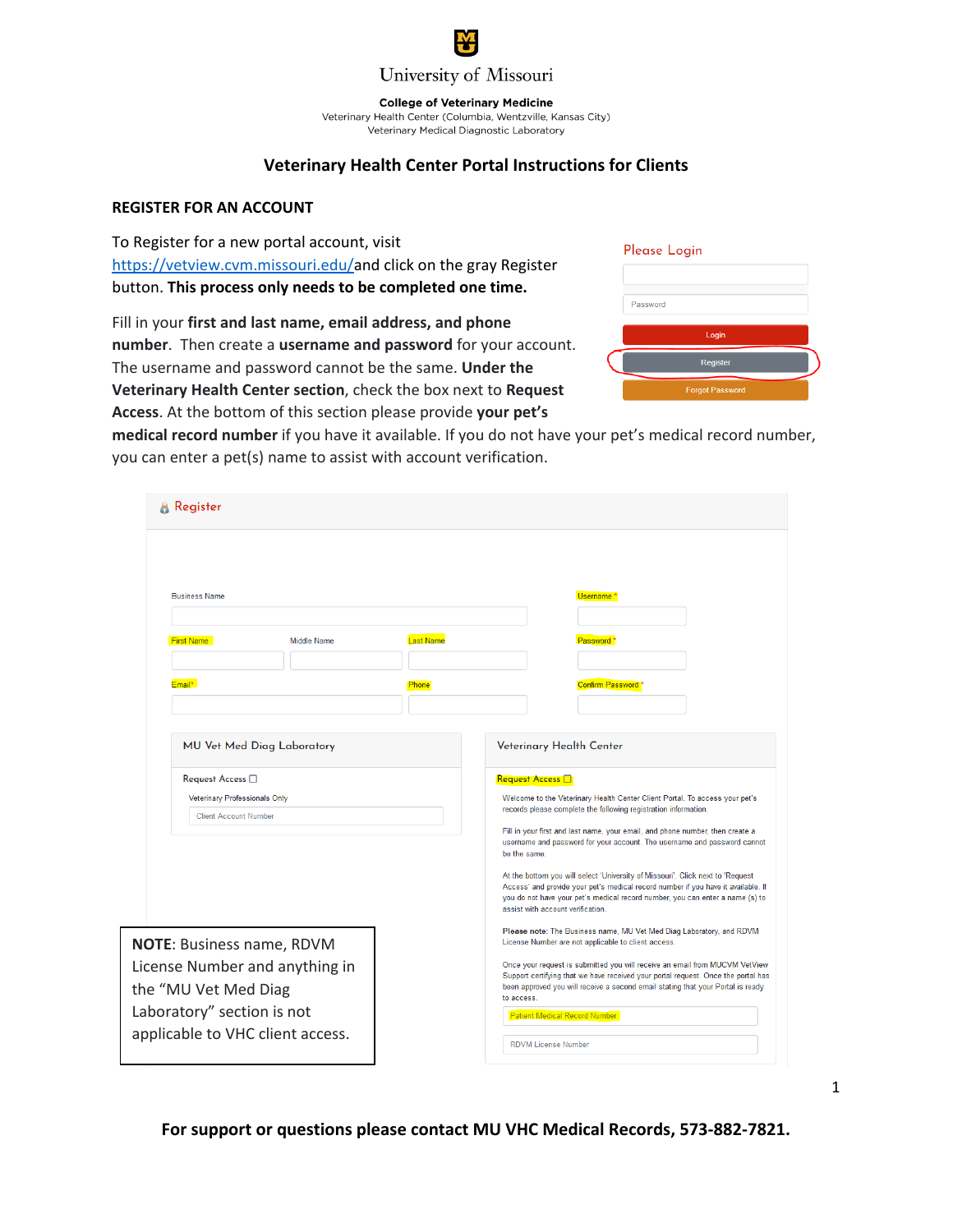University of Missouri

**College of Veterinary Medicine**
Veterinary Health Center (Columbia, Wentzville, Kansas City)
Veterinary Medical Diagnostic Laboratory

# Veterinary Health Center Portal Instructions for Clients

## REGISTER FOR AN ACCOUNT

To Register for a new portal account, visit https://vetview.cvm.missouri.edu/ and click on the gray Register button. **This process only needs to be completed one time.**

Fill in your **first and last name, email address, and phone number**. Then create a **username and password** for your account. The username and password cannot be the same. **Under the Veterinary Health Center section**, check the box next to **Request Access**. At the bottom of this section please provide **your pet's medical record number** if you have it available. If you do not have your pet's medical record number, you can enter a pet(s) name to assist with account verification.

Please Login

Password

Login

Register

Forgot Password

Register

Business Name

Username *

First Name | Middle Name | Last Name

Password *

Email* | Phone

Confirm Password *

**MU Vet Med Diag Laboratory**

Request Access ☐

Veterinary Professionals Only

Client Account Number

**Veterinary Health Center**

Request Access ☐

Welcome to the Veterinary Health Center Client Portal. To access your pet's records please complete the following registration information.

Fill in your first and last name, your email, and phone number, then create a username and password for your account. The username and password cannot be the same.

At the bottom you will select 'University of Missouri'. Click next to 'Request Access' and provide your pet's medical record number if you have it available. If you do not have your pet's medical record number, you can enter a name (s) to assist with account verification.

Please note: The Business name, MU Vet Med Diag Laboratory, and RDVM License Number are not applicable to client access.

Once your request is submitted you will receive an email from MUCVM VetView Support certifying that we have received your portal request. Once the portal has been approved you will receive a second email stating that your Portal is ready to access.

Patient Medical Record Number

RDVM License Number

**NOTE**: Business name, RDVM License Number and anything in the "MU Vet Med Diag Laboratory" section is not applicable to VHC client access.

**For support or questions please contact MU VHC Medical Records, 573-882-7821.**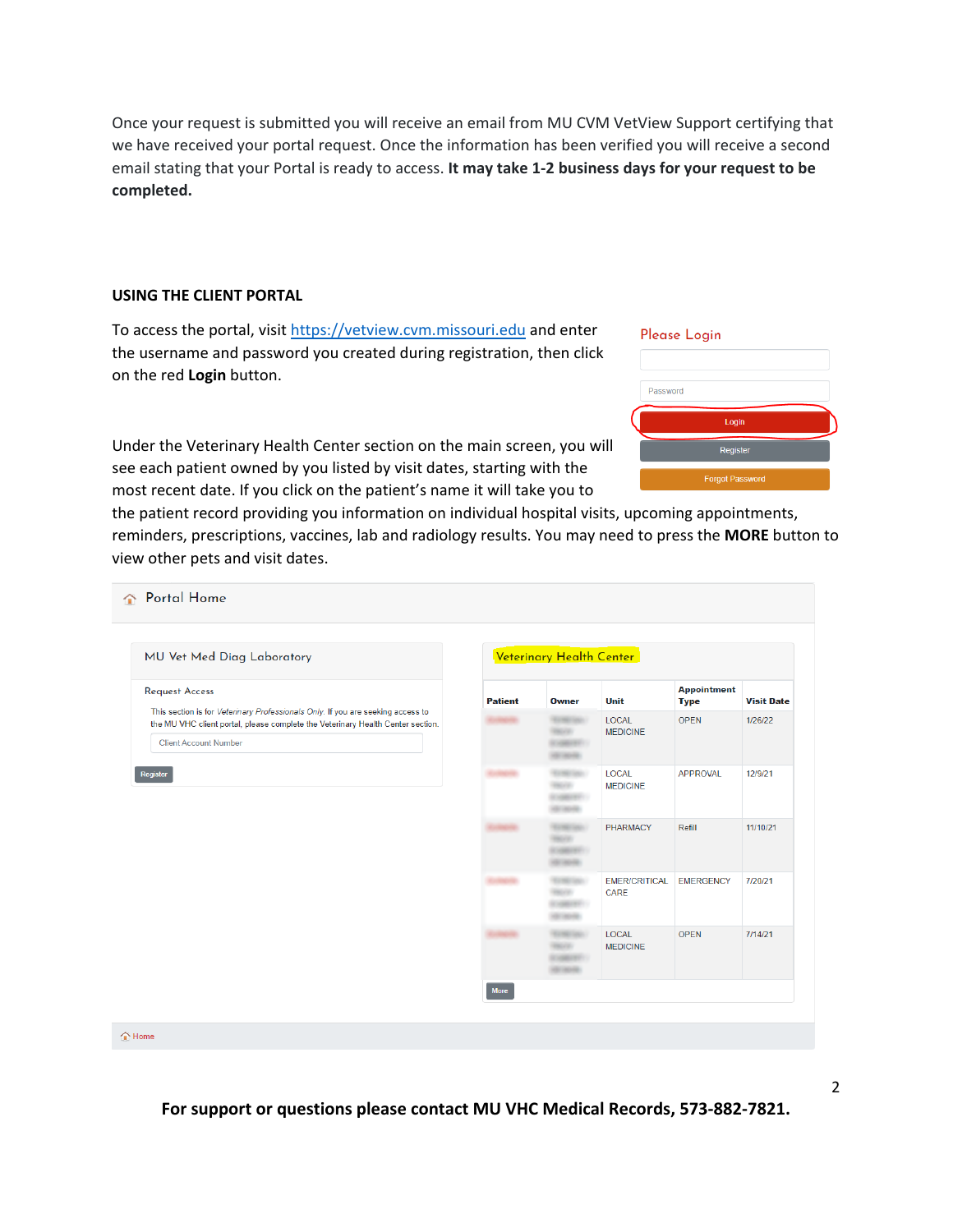Once your request is submitted you will receive an email from MU CVM VetView Support certifying that we have received your portal request. Once the information has been verified you will receive a second email stating that your Portal is ready to access. **It may take 1-2 business days for your request to be completed.**

**USING THE CLIENT PORTAL**

To access the portal, visit https://vetview.cvm.missouri.edu and enter the username and password you created during registration, then click on the red **Login** button.

Please Login

Password

Login

Register

Forgot Password

Under the Veterinary Health Center section on the main screen, you will see each patient owned by you listed by visit dates, starting with the most recent date. If you click on the patient's name it will take you to the patient record providing you information on individual hospital visits, upcoming appointments, reminders, prescriptions, vaccines, lab and radiology results. You may need to press the **MORE** button to view other pets and visit dates.

Portal Home

MU Vet Med Diag Laboratory

Request Access

This section is for *Veterinary Professionals Only*. If you are seeking access to the MU VHC client portal, please complete the Veterinary Health Center section.

Client Account Number

Register

Veterinary Health Center

| Patient | Owner | Unit | Appointment Type | Visit Date |
|---|---|---|---|---|
| | | LOCAL MEDICINE | OPEN | 1/26/22 |
| | | LOCAL MEDICINE | APPROVAL | 12/9/21 |
| | | PHARMACY | Refill | 11/10/21 |
| | | EMER/CRITICAL CARE | EMERGENCY | 7/20/21 |
| | | LOCAL MEDICINE | OPEN | 7/14/21 |

More

Home

**For support or questions please contact MU VHC Medical Records, 573-882-7821.**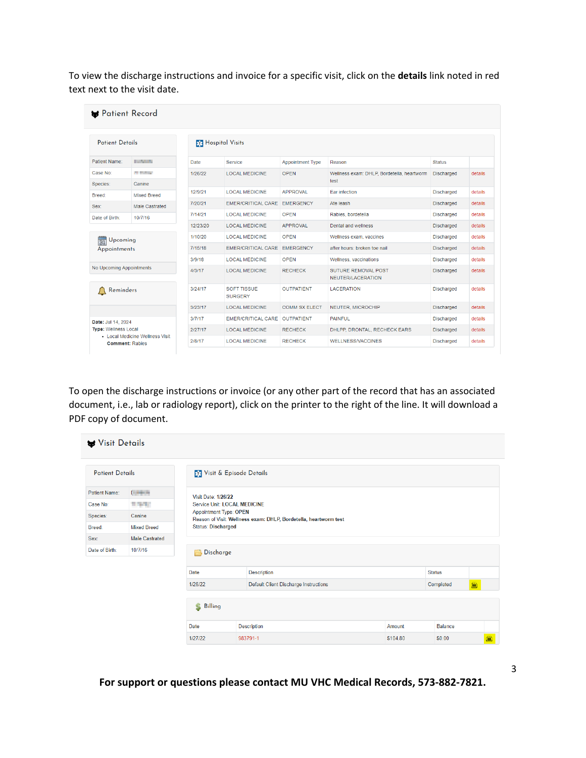To view the discharge instructions and invoice for a specific visit, click on the **details** link noted in red text next to the visit date.

## Patient Record

### Patient Details

| | |
|---|---|
| Patient Name: | |
| Case No: | |
| Species: | Canine |
| Breed: | Mixed Breed |
| Sex: | Male Castrated |
| Date of Birth: | 10/7/16 |

### Upcoming Appointments

No Upcoming Appointments

### Reminders

**Date:** Jul 14, 2024
**Type:** Wellness Local
- Local Medicine Wellness Visit
  **Comment:** Rabies

### Hospital Visits

| Date | Service | Appointment Type | Reason | Status | |
|---|---|---|---|---|---|
| 1/26/22 | LOCAL MEDICINE | OPEN | Wellness exam: DHLP, Bordetella, heartworm test | Discharged | details |
| 12/9/21 | LOCAL MEDICINE | APPROVAL | Ear infection | Discharged | details |
| 7/20/21 | EMER/CRITICAL CARE | EMERGENCY | Ate leash | Discharged | details |
| 7/14/21 | LOCAL MEDICINE | OPEN | Rabies, bordetella | Discharged | details |
| 12/23/20 | LOCAL MEDICINE | APPROVAL | Dental and wellness | Discharged | details |
| 1/10/20 | LOCAL MEDICINE | OPEN | Wellness exam, vaccines | Discharged | details |
| 7/15/18 | EMER/CRITICAL CARE | EMERGENCY | after hours: broken toe nail | Discharged | details |
| 3/9/18 | LOCAL MEDICINE | OPEN | Wellness, vaccinations | Discharged | details |
| 4/3/17 | LOCAL MEDICINE | RECHECK | SUTURE REMOVAL POST NEUTER/LACERATION | Discharged | details |
| 3/24/17 | SOFT TISSUE SURGERY | OUTPATIENT | LACERATION | Discharged | details |
| 3/23/17 | LOCAL MEDICINE | COMM SX ELECT | NEUTER, MICROCHIP | Discharged | details |
| 3/7/17 | EMER/CRITICAL CARE | OUTPATIENT | PAINFUL | Discharged | details |
| 2/27/17 | LOCAL MEDICINE | RECHECK | DHLPP, DRONTAL, RECHECK EARS | Discharged | details |
| 2/8/17 | LOCAL MEDICINE | RECHECK | WELLNESS/VACCINES | Discharged | details |

To open the discharge instructions or invoice (or any other part of the record that has an associated document, i.e., lab or radiology report), click on the printer to the right of the line. It will download a PDF copy of document.

## Visit Details

### Patient Details

| | |
|---|---|
| Patient Name: | |
| Case No: | |
| Species: | Canine |
| Breed: | Mixed Breed |
| Sex: | Male Castrated |
| Date of Birth: | 10/7/16 |

### Visit & Episode Details

Visit Date: **1/26/22**
Service Unit: **LOCAL MEDICINE**
Appointment Type: **OPEN**
Reason of Visit: **Wellness exam: DHLP, Bordetella, heartworm test**
Status: **Discharged**

### Discharge

| Date | Description | Status |
|---|---|---|
| 1/26/22 | Default Client Discharge Instructions | Completed |

### Billing

| Date | Description | Amount | Balance |
|---|---|---|---|
| 1/27/22 | 983791-1 | $104.80 | $0.00 |

**For support or questions please contact MU VHC Medical Records, 573-882-7821.**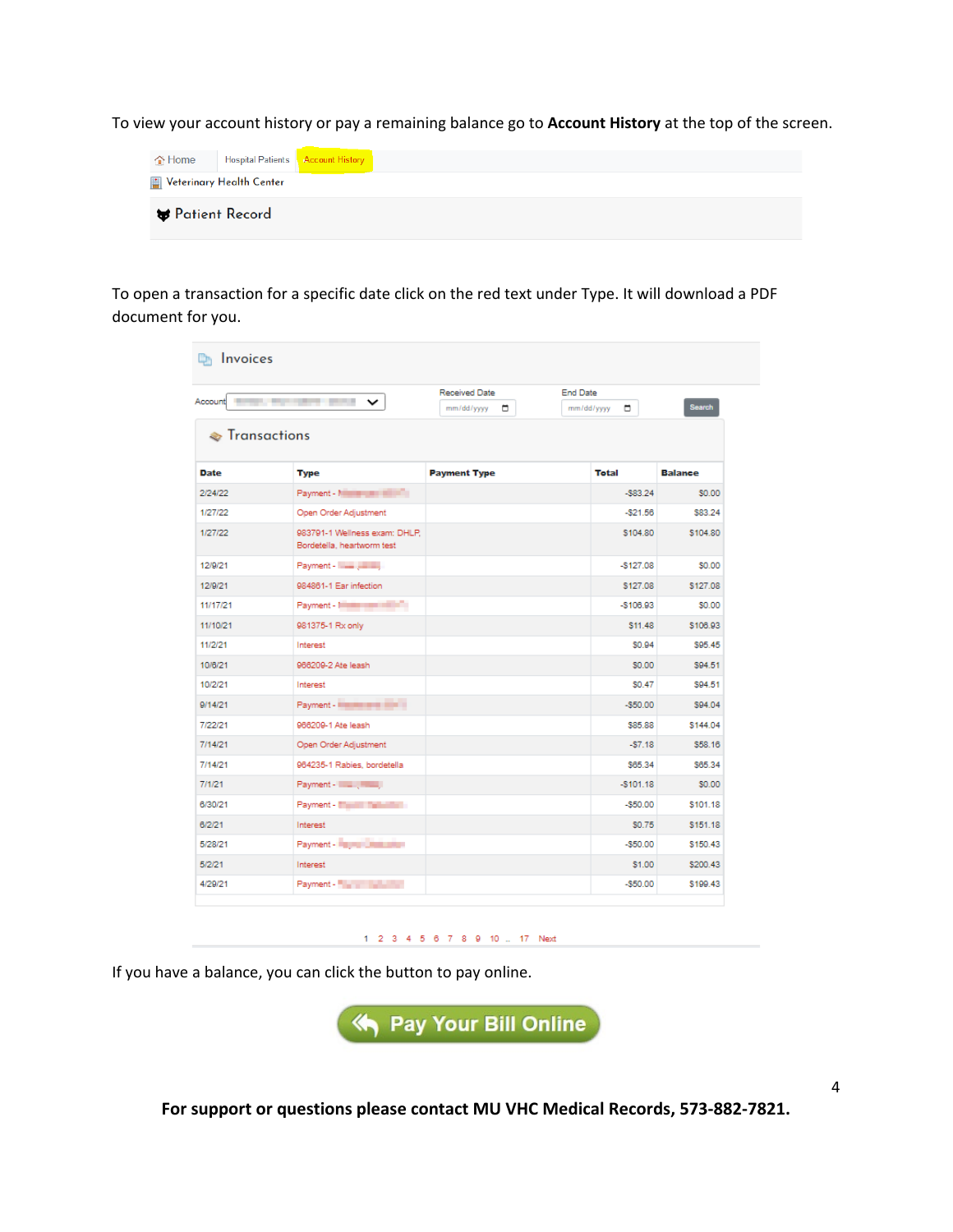To view your account history or pay a remaining balance go to **Account History** at the top of the screen.

Home | Hospital Patients | Account History

Veterinary Health Center

Patient Record

To open a transaction for a specific date click on the red text under Type. It will download a PDF document for you.

Invoices

Account | Received Date mm/dd/yyyy | End Date mm/dd/yyyy | Search

Transactions

| Date | Type | Payment Type | Total | Balance |
|---|---|---|---|---|
| 2/24/22 | Payment - | | -$83.24 | $0.00 |
| 1/27/22 | Open Order Adjustment | | -$21.56 | $83.24 |
| 1/27/22 | 983791-1 Wellness exam: DHLP, Bordetella, heartworm test | | $104.80 | $104.80 |
| 12/9/21 | Payment - | | -$127.08 | $0.00 |
| 12/9/21 | 984861-1 Ear infection | | $127.08 | $127.08 |
| 11/17/21 | Payment - | | -$106.93 | $0.00 |
| 11/10/21 | 981375-1 Rx only | | $11.48 | $106.93 |
| 11/2/21 | Interest | | $0.94 | $95.45 |
| 10/6/21 | 966209-2 Ate leash | | $0.00 | $94.51 |
| 10/2/21 | Interest | | $0.47 | $94.51 |
| 9/14/21 | Payment - | | -$50.00 | $94.04 |
| 7/22/21 | 966209-1 Ate leash | | $85.88 | $144.04 |
| 7/14/21 | Open Order Adjustment | | -$7.18 | $58.16 |
| 7/14/21 | 964235-1 Rabies, bordetella | | $65.34 | $65.34 |
| 7/1/21 | Payment - | | -$101.18 | $0.00 |
| 6/30/21 | Payment - | | -$50.00 | $101.18 |
| 6/2/21 | Interest | | $0.75 | $151.18 |
| 5/28/21 | Payment - | | -$50.00 | $150.43 |
| 5/2/21 | Interest | | $1.00 | $200.43 |
| 4/29/21 | Payment - | | -$50.00 | $199.43 |

1 2 3 4 5 6 7 8 9 10 .. 17 Next

If you have a balance, you can click the button to pay online.

Pay Your Bill Online

**For support or questions please contact MU VHC Medical Records, 573-882-7821.**